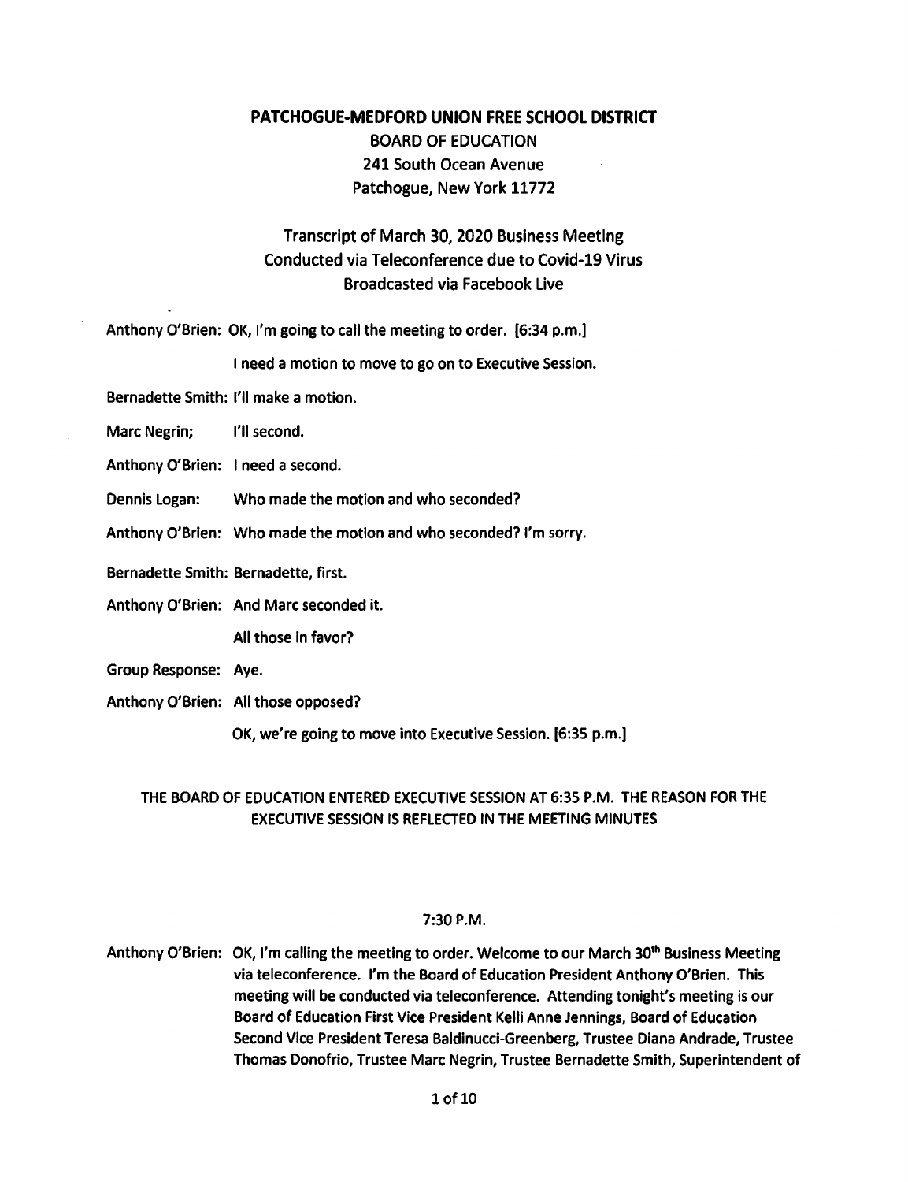# PATCHOGUE-MEDFORD UNION FREE SCHOOL DISTRICT

**BOARD OF EDUCATION**
**241 South Ocean Avenue**
**Patchogue, New York 11772**

## Transcript of March 30, 2020 Business Meeting
## Conducted via Teleconference due to Covid-19 Virus
## Broadcasted via Facebook Live

**Anthony O'Brien:** OK, I'm going to call the meeting to order. [6:34 p.m.]

I need a motion to move to go on to Executive Session.

**Bernadette Smith:** I'll make a motion.

**Marc Negrin;** I'll second.

**Anthony O'Brien:** I need a second.

**Dennis Logan:** Who made the motion and who seconded?

**Anthony O'Brien:** Who made the motion and who seconded? I'm sorry.

**Bernadette Smith:** Bernadette, first.

**Anthony O'Brien:** And Marc seconded it.

All those in favor?

**Group Response:** Aye.

**Anthony O'Brien:** All those opposed?

OK, we're going to move into Executive Session. [6:35 p.m.]

**THE BOARD OF EDUCATION ENTERED EXECUTIVE SESSION AT 6:35 P.M. THE REASON FOR THE EXECUTIVE SESSION IS REFLECTED IN THE MEETING MINUTES**

**7:30 P.M.**

**Anthony O'Brien:** OK, I'm calling the meeting to order. Welcome to our March 30th Business Meeting via teleconference. I'm the Board of Education President Anthony O'Brien. This meeting will be conducted via teleconference. Attending tonight's meeting is our Board of Education First Vice President Kelli Anne Jennings, Board of Education Second Vice President Teresa Baldinucci-Greenberg, Trustee Diana Andrade, Trustee Thomas Donofrio, Trustee Marc Negrin, Trustee Bernadette Smith, Superintendent of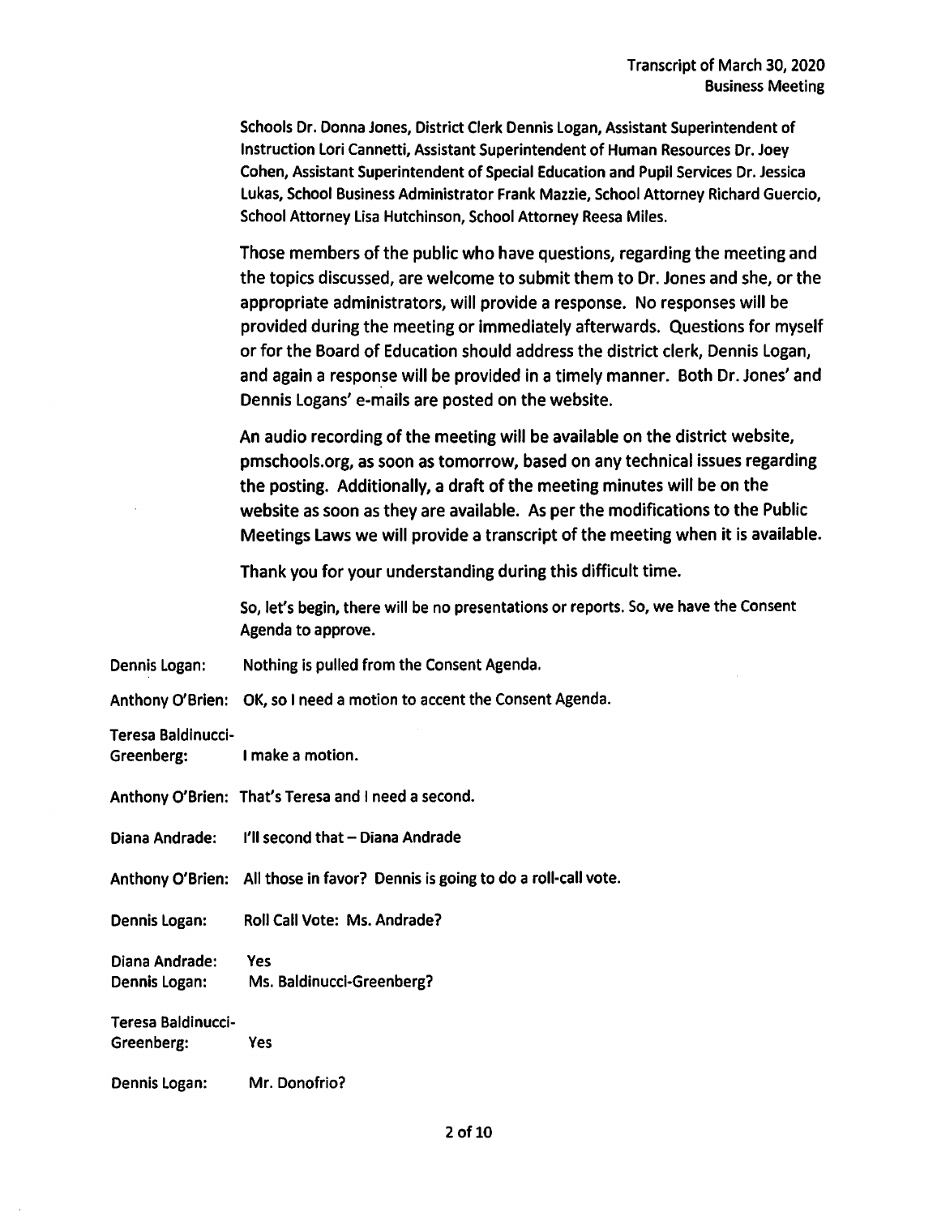Schools Dr. Donna Jones, District Clerk Dennis Logan, Assistant Superintendent of Instruction Lori Cannetti, Assistant Superintendent of Human Resources Dr. Joey Cohen, Assistant Superintendent of Special Education and Pupil Services Dr. Jessica Lukas, School Business Administrator Frank Mazzie, School Attorney Richard Guercio, School Attorney Lisa Hutchinson, School Attorney Reesa Miles.

Those members of the public who have questions, regarding the meeting and the topics discussed, are welcome to submit them to Dr. Jones and she, or the appropriate administrators, will provide a response. No responses will be provided during the meeting or immediately afterwards. Questions for myself or for the Board of Education should address the district clerk, Dennis Logan, and again a response will be provided in a timely manner. Both Dr. Jones' and Dennis Logans' e-mails are posted on the website.

An audio recording of the meeting will be available on the district website, pmschools.org, as soon as tomorrow, based on any technical issues regarding the posting. Additionally, a draft of the meeting minutes will be on the website as soon as they are available. As per the modifications to the Public Meetings Laws we will provide a transcript of the meeting when it is available.

Thank you for your understanding during this difficult time.

So, let's begin, there will be no presentations or reports. So, we have the Consent Agenda to approve.

Dennis Logan: Nothing is pulled from the Consent Agenda.

Anthony O'Brien: OK, so I need a motion to accent the Consent Agenda.

Teresa Baldinucci-Greenberg: I make a motion.

Anthony O'Brien: That's Teresa and I need a second.

Diana Andrade: I'll second that – Diana Andrade

Anthony O'Brien: All those in favor? Dennis is going to do a roll-call vote.

Dennis Logan: Roll Call Vote: Ms. Andrade?

Diana Andrade: Yes

Dennis Logan: Ms. Baldinucci-Greenberg?

Teresa Baldinucci-Greenberg: Yes

Dennis Logan: Mr. Donofrio?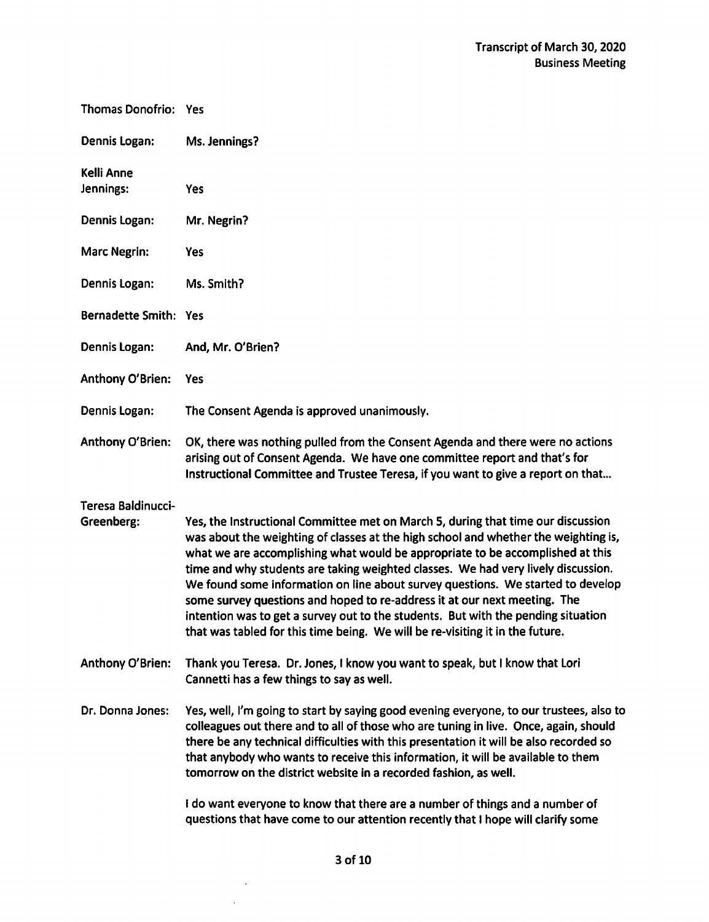**Thomas Donofrio:** Yes

**Dennis Logan:** Ms. Jennings?

**Kelli Anne Jennings:** Yes

**Dennis Logan:** Mr. Negrin?

**Marc Negrin:** Yes

**Dennis Logan:** Ms. Smith?

**Bernadette Smith:** Yes

**Dennis Logan:** And, Mr. O'Brien?

**Anthony O'Brien:** Yes

**Dennis Logan:** The Consent Agenda is approved unanimously.

**Anthony O'Brien:** OK, there was nothing pulled from the Consent Agenda and there were no actions arising out of Consent Agenda. We have one committee report and that's for Instructional Committee and Trustee Teresa, if you want to give a report on that...

**Teresa Baldinucci-Greenberg:** Yes, the Instructional Committee met on March 5, during that time our discussion was about the weighting of classes at the high school and whether the weighting is, what we are accomplishing what would be appropriate to be accomplished at this time and why students are taking weighted classes. We had very lively discussion. We found some information on line about survey questions. We started to develop some survey questions and hoped to re-address it at our next meeting. The intention was to get a survey out to the students. But with the pending situation that was tabled for this time being. We will be re-visiting it in the future.

**Anthony O'Brien:** Thank you Teresa. Dr. Jones, I know you want to speak, but I know that Lori Cannetti has a few things to say as well.

**Dr. Donna Jones:** Yes, well, I'm going to start by saying good evening everyone, to our trustees, also to colleagues out there and to all of those who are tuning in live. Once, again, should there be any technical difficulties with this presentation it will be also recorded so that anybody who wants to receive this information, it will be available to them tomorrow on the district website in a recorded fashion, as well.

I do want everyone to know that there are a number of things and a number of questions that have come to our attention recently that I hope will clarify some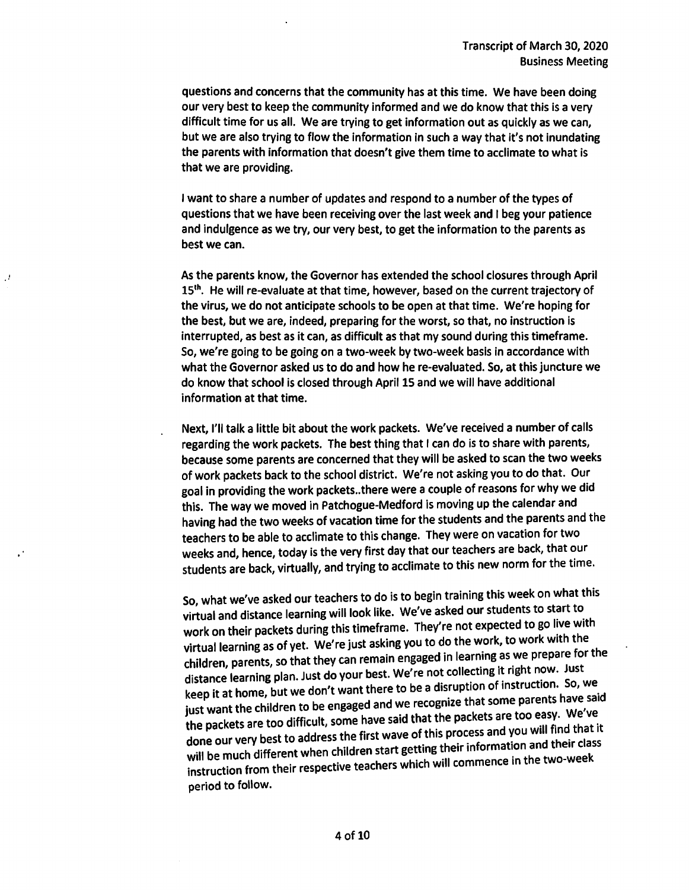questions and concerns that the community has at this time. We have been doing our very best to keep the community informed and we do know that this is a very difficult time for us all. We are trying to get information out as quickly as we can, but we are also trying to flow the information in such a way that it's not inundating the parents with information that doesn't give them time to acclimate to what is that we are providing.

I want to share a number of updates and respond to a number of the types of questions that we have been receiving over the last week and I beg your patience and indulgence as we try, our very best, to get the information to the parents as best we can.

As the parents know, the Governor has extended the school closures through April 15th. He will re-evaluate at that time, however, based on the current trajectory of the virus, we do not anticipate schools to be open at that time. We're hoping for the best, but we are, indeed, preparing for the worst, so that, no instruction is interrupted, as best as it can, as difficult as that my sound during this timeframe. So, we're going to be going on a two-week by two-week basis in accordance with what the Governor asked us to do and how he re-evaluated. So, at this juncture we do know that school is closed through April 15 and we will have additional information at that time.

Next, I'll talk a little bit about the work packets. We've received a number of calls regarding the work packets. The best thing that I can do is to share with parents, because some parents are concerned that they will be asked to scan the two weeks of work packets back to the school district. We're not asking you to do that. Our goal in providing the work packets..there were a couple of reasons for why we did this. The way we moved in Patchogue-Medford is moving up the calendar and having had the two weeks of vacation time for the students and the parents and the teachers to be able to acclimate to this change. They were on vacation for two weeks and, hence, today is the very first day that our teachers are back, that our students are back, virtually, and trying to acclimate to this new norm for the time.

So, what we've asked our teachers to do is to begin training this week on what this virtual and distance learning will look like. We've asked our students to start to work on their packets during this timeframe. They're not expected to go live with virtual learning as of yet. We're just asking you to do the work, to work with the children, parents, so that they can remain engaged in learning as we prepare for the distance learning plan. Just do your best. We're not collecting it right now. Just keep it at home, but we don't want there to be a disruption of instruction. So, we just want the children to be engaged and we recognize that some parents have said the packets are too difficult, some have said that the packets are too easy. We've done our very best to address the first wave of this process and you will find that it will be much different when children start getting their information and their class instruction from their respective teachers which will commence in the two-week period to follow.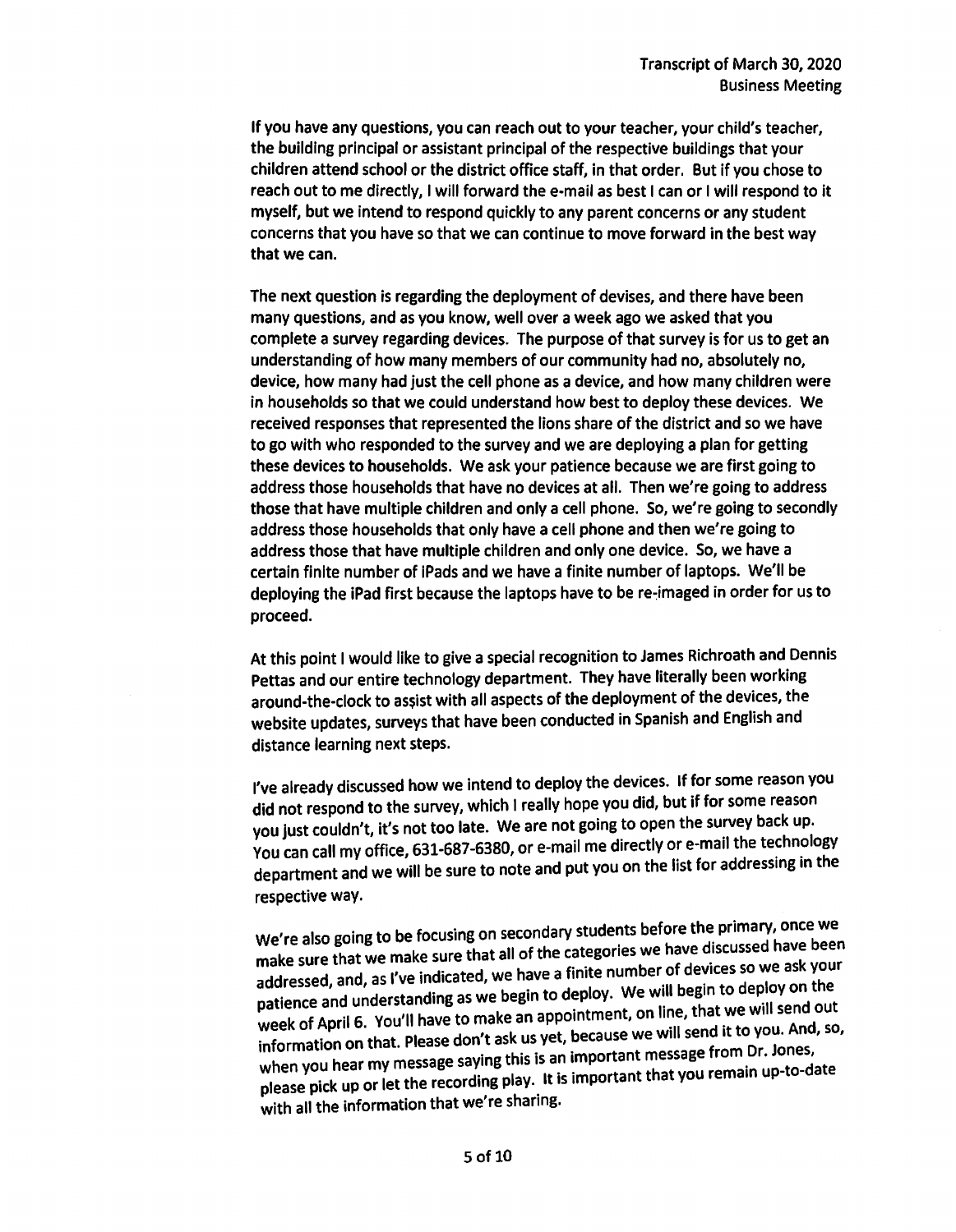If you have any questions, you can reach out to your teacher, your child's teacher, the building principal or assistant principal of the respective buildings that your children attend school or the district office staff, in that order. But if you chose to reach out to me directly, I will forward the e-mail as best I can or I will respond to it myself, but we intend to respond quickly to any parent concerns or any student concerns that you have so that we can continue to move forward in the best way that we can.

The next question is regarding the deployment of devises, and there have been many questions, and as you know, well over a week ago we asked that you complete a survey regarding devices. The purpose of that survey is for us to get an understanding of how many members of our community had no, absolutely no, device, how many had just the cell phone as a device, and how many children were in households so that we could understand how best to deploy these devices. We received responses that represented the lions share of the district and so we have to go with who responded to the survey and we are deploying a plan for getting these devices to households. We ask your patience because we are first going to address those households that have no devices at all. Then we're going to address those that have multiple children and only a cell phone. So, we're going to secondly address those households that only have a cell phone and then we're going to address those that have multiple children and only one device. So, we have a certain finite number of iPads and we have a finite number of laptops. We'll be deploying the iPad first because the laptops have to be re-imaged in order for us to proceed.

At this point I would like to give a special recognition to James Richroath and Dennis Pettas and our entire technology department. They have literally been working around-the-clock to assist with all aspects of the deployment of the devices, the website updates, surveys that have been conducted in Spanish and English and distance learning next steps.

I've already discussed how we intend to deploy the devices. If for some reason you did not respond to the survey, which I really hope you did, but if for some reason you just couldn't, it's not too late. We are not going to open the survey back up. You can call my office, 631-687-6380, or e-mail me directly or e-mail the technology department and we will be sure to note and put you on the list for addressing in the respective way.

We're also going to be focusing on secondary students before the primary, once we make sure that we make sure that all of the categories we have discussed have been addressed, and, as I've indicated, we have a finite number of devices so we ask your patience and understanding as we begin to deploy. We will begin to deploy on the week of April 6. You'll have to make an appointment, on line, that we will send out information on that. Please don't ask us yet, because we will send it to you. And, so, when you hear my message saying this is an important message from Dr. Jones, please pick up or let the recording play. It is important that you remain up-to-date with all the information that we're sharing.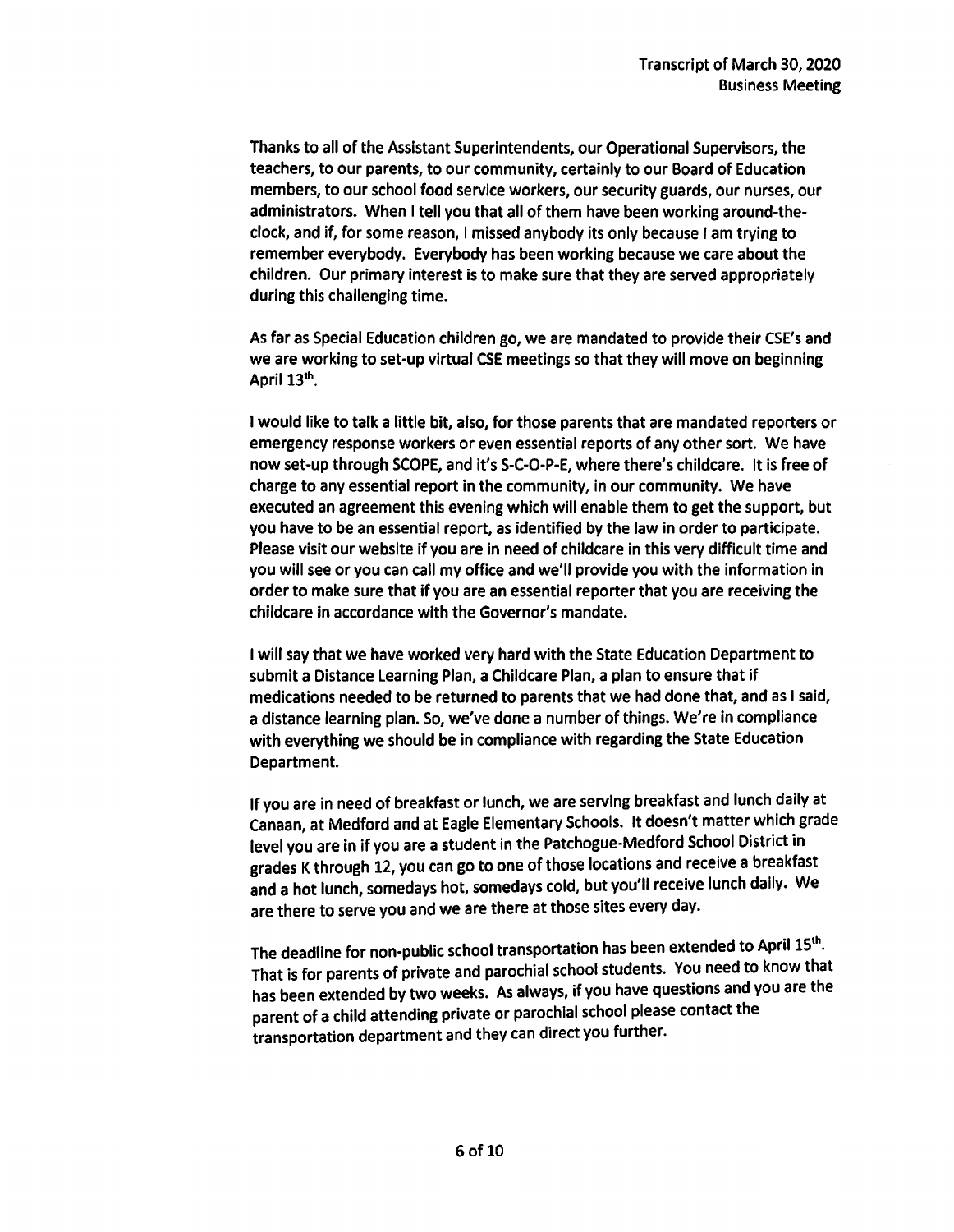Thanks to all of the Assistant Superintendents, our Operational Supervisors, the teachers, to our parents, to our community, certainly to our Board of Education members, to our school food service workers, our security guards, our nurses, our administrators. When I tell you that all of them have been working around-the-clock, and if, for some reason, I missed anybody its only because I am trying to remember everybody. Everybody has been working because we care about the children. Our primary interest is to make sure that they are served appropriately during this challenging time.

As far as Special Education children go, we are mandated to provide their CSE's and we are working to set-up virtual CSE meetings so that they will move on beginning April 13th.

I would like to talk a little bit, also, for those parents that are mandated reporters or emergency response workers or even essential reports of any other sort. We have now set-up through SCOPE, and it's S-C-O-P-E, where there's childcare. It is free of charge to any essential report in the community, in our community. We have executed an agreement this evening which will enable them to get the support, but you have to be an essential report, as identified by the law in order to participate. Please visit our website if you are in need of childcare in this very difficult time and you will see or you can call my office and we'll provide you with the information in order to make sure that if you are an essential reporter that you are receiving the childcare in accordance with the Governor's mandate.

I will say that we have worked very hard with the State Education Department to submit a Distance Learning Plan, a Childcare Plan, a plan to ensure that if medications needed to be returned to parents that we had done that, and as I said, a distance learning plan. So, we've done a number of things. We're in compliance with everything we should be in compliance with regarding the State Education Department.

If you are in need of breakfast or lunch, we are serving breakfast and lunch daily at Canaan, at Medford and at Eagle Elementary Schools. It doesn't matter which grade level you are in if you are a student in the Patchogue-Medford School District in grades K through 12, you can go to one of those locations and receive a breakfast and a hot lunch, somedays hot, somedays cold, but you'll receive lunch daily. We are there to serve you and we are there at those sites every day.

The deadline for non-public school transportation has been extended to April 15th. That is for parents of private and parochial school students. You need to know that has been extended by two weeks. As always, if you have questions and you are the parent of a child attending private or parochial school please contact the transportation department and they can direct you further.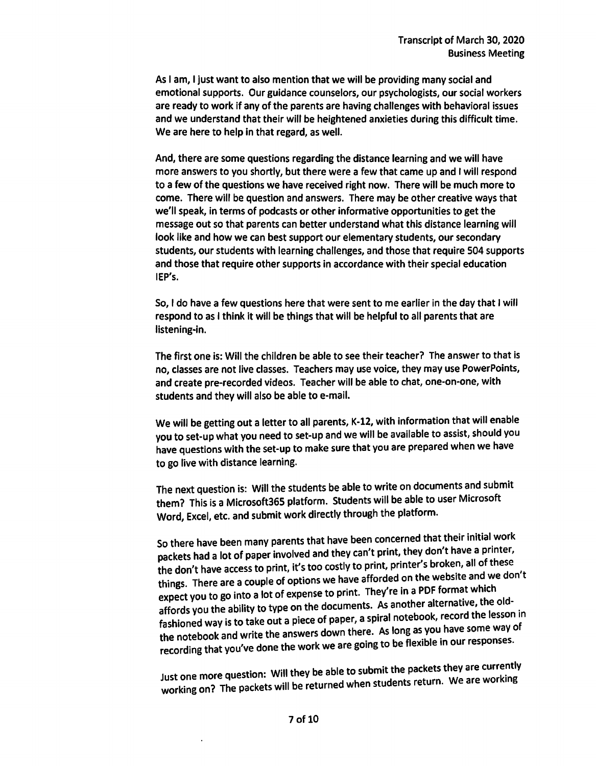As I am, I just want to also mention that we will be providing many social and emotional supports. Our guidance counselors, our psychologists, our social workers are ready to work if any of the parents are having challenges with behavioral issues and we understand that their will be heightened anxieties during this difficult time. We are here to help in that regard, as well.

And, there are some questions regarding the distance learning and we will have more answers to you shortly, but there were a few that came up and I will respond to a few of the questions we have received right now. There will be much more to come. There will be question and answers. There may be other creative ways that we'll speak, in terms of podcasts or other informative opportunities to get the message out so that parents can better understand what this distance learning will look like and how we can best support our elementary students, our secondary students, our students with learning challenges, and those that require 504 supports and those that require other supports in accordance with their special education IEP's.

So, I do have a few questions here that were sent to me earlier in the day that I will respond to as I think it will be things that will be helpful to all parents that are listening-in.

The first one is: Will the children be able to see their teacher? The answer to that is no, classes are not live classes. Teachers may use voice, they may use PowerPoints, and create pre-recorded videos. Teacher will be able to chat, one-on-one, with students and they will also be able to e-mail.

We will be getting out a letter to all parents, K-12, with information that will enable you to set-up what you need to set-up and we will be available to assist, should you have questions with the set-up to make sure that you are prepared when we have to go live with distance learning.

The next question is: Will the students be able to write on documents and submit them? This is a Microsoft365 platform. Students will be able to user Microsoft Word, Excel, etc. and submit work directly through the platform.

So there have been many parents that have been concerned that their initial work packets had a lot of paper involved and they can't print, they don't have a printer, the don't have access to print, it's too costly to print, printer's broken, all of these things. There are a couple of options we have afforded on the website and we don't expect you to go into a lot of expense to print. They're in a PDF format which affords you the ability to type on the documents. As another alternative, the old-fashioned way is to take out a piece of paper, a spiral notebook, record the lesson in the notebook and write the answers down there. As long as you have some way of recording that you've done the work we are going to be flexible in our responses.

Just one more question: Will they be able to submit the packets they are currently working on? The packets will be returned when students return. We are working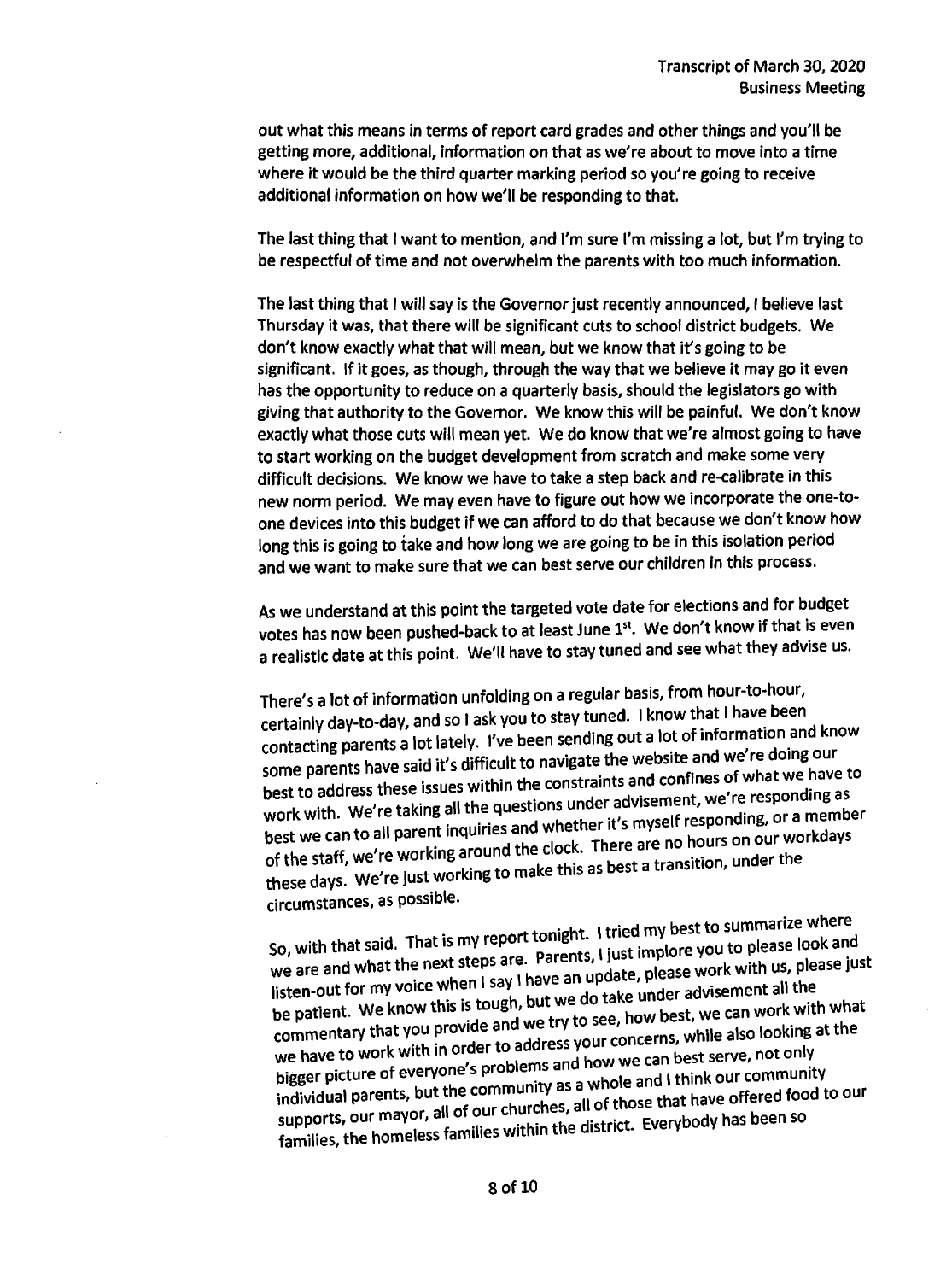out what this means in terms of report card grades and other things and you'll be getting more, additional, information on that as we're about to move into a time where it would be the third quarter marking period so you're going to receive additional information on how we'll be responding to that.

The last thing that I want to mention, and I'm sure I'm missing a lot, but I'm trying to be respectful of time and not overwhelm the parents with too much information.

The last thing that I will say is the Governor just recently announced, I believe last Thursday it was, that there will be significant cuts to school district budgets. We don't know exactly what that will mean, but we know that it's going to be significant. If it goes, as though, through the way that we believe it may go it even has the opportunity to reduce on a quarterly basis, should the legislators go with giving that authority to the Governor. We know this will be painful. We don't know exactly what those cuts will mean yet. We do know that we're almost going to have to start working on the budget development from scratch and make some very difficult decisions. We know we have to take a step back and re-calibrate in this new norm period. We may even have to figure out how we incorporate the one-to-one devices into this budget if we can afford to do that because we don't know how long this is going to take and how long we are going to be in this isolation period and we want to make sure that we can best serve our children in this process.

As we understand at this point the targeted vote date for elections and for budget votes has now been pushed-back to at least June 1st. We don't know if that is even a realistic date at this point. We'll have to stay tuned and see what they advise us.

There's a lot of information unfolding on a regular basis, from hour-to-hour, certainly day-to-day, and so I ask you to stay tuned. I know that I have been contacting parents a lot lately. I've been sending out a lot of information and know some parents have said it's difficult to navigate the website and we're doing our best to address these issues within the constraints and confines of what we have to work with. We're taking all the questions under advisement, we're responding as best we can to all parent inquiries and whether it's myself responding, or a member of the staff, we're working around the clock. There are no hours on our workdays these days. We're just working to make this as best a transition, under the circumstances, as possible.

So, with that said. That is my report tonight. I tried my best to summarize where we are and what the next steps are. Parents, I just implore you to please look and listen-out for my voice when I say I have an update, please work with us, please just be patient. We know this is tough, but we do take under advisement all the commentary that you provide and we try to see, how best, we can work with what we have to work with in order to address your concerns, while also looking at the bigger picture of everyone's problems and how we can best serve, not only individual parents, but the community as a whole and I think our community supports, our mayor, all of our churches, all of those that have offered food to our families, the homeless families within the district. Everybody has been so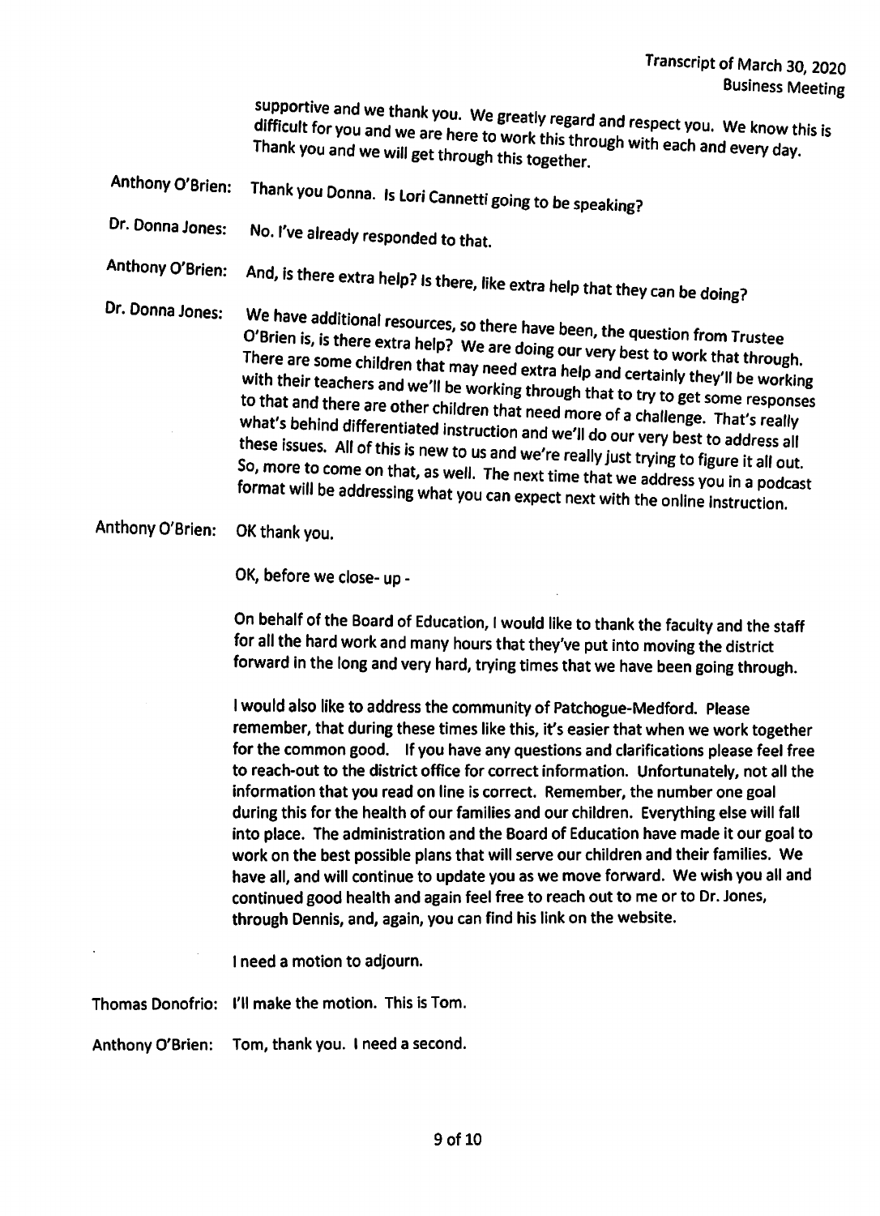supportive and we thank you. We greatly regard and respect you. We know this is difficult for you and we are here to work this through with each and every day. Thank you and we will get through this together.

**Anthony O'Brien:** Thank you Donna. Is Lori Cannetti going to be speaking?

**Dr. Donna Jones:** No. I've already responded to that.

**Anthony O'Brien:** And, is there extra help? Is there, like extra help that they can be doing?

**Dr. Donna Jones:** We have additional resources, so there have been, the question from Trustee O'Brien is, is there extra help? We are doing our very best to work that through. There are some children that may need extra help and certainly they'll be working with their teachers and we'll be working through that to try to get some responses to that and there are other children that need more of a challenge. That's really what's behind differentiated instruction and we'll do our very best to address all these issues. All of this is new to us and we're really just trying to figure it all out. So, more to come on that, as well. The next time that we address you in a podcast format will be addressing what you can expect next with the online instruction.

**Anthony O'Brien:** OK thank you.

OK, before we close- up -

On behalf of the Board of Education, I would like to thank the faculty and the staff for all the hard work and many hours that they've put into moving the district forward in the long and very hard, trying times that we have been going through.

I would also like to address the community of Patchogue-Medford. Please remember, that during these times like this, it's easier that when we work together for the common good. If you have any questions and clarifications please feel free to reach-out to the district office for correct information. Unfortunately, not all the information that you read on line is correct. Remember, the number one goal during this for the health of our families and our children. Everything else will fall into place. The administration and the Board of Education have made it our goal to work on the best possible plans that will serve our children and their families. We have all, and will continue to update you as we move forward. We wish you all and continued good health and again feel free to reach out to me or to Dr. Jones, through Dennis, and, again, you can find his link on the website.

I need a motion to adjourn.

**Thomas Donofrio:** I'll make the motion. This is Tom.

**Anthony O'Brien:** Tom, thank you. I need a second.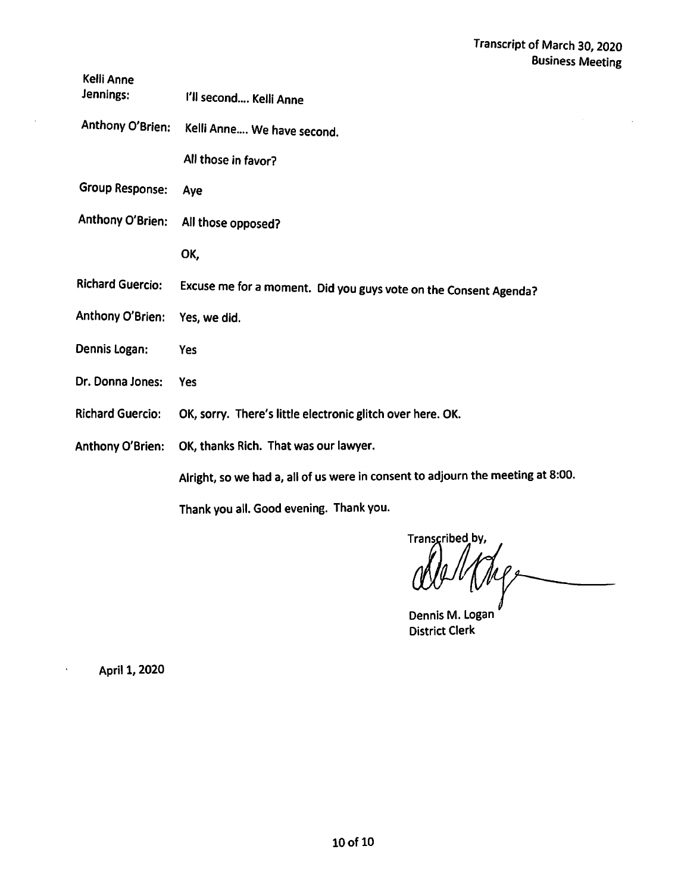**Kelli Anne Jennings:** I'll second…. Kelli Anne

**Anthony O'Brien:** Kelli Anne…. We have second.

All those in favor?

**Group Response:** Aye

**Anthony O'Brien:** All those opposed?

OK,

**Richard Guercio:** Excuse me for a moment. Did you guys vote on the Consent Agenda?

**Anthony O'Brien:** Yes, we did.

**Dennis Logan:** Yes

**Dr. Donna Jones:** Yes

**Richard Guercio:** OK, sorry. There's little electronic glitch over here. OK.

**Anthony O'Brien:** OK, thanks Rich. That was our lawyer.

Alright, so we had a, all of us were in consent to adjourn the meeting at 8:00.

Thank you all. Good evening. Thank you.

Transcribed by,

Dennis M. Logan
District Clerk

April 1, 2020